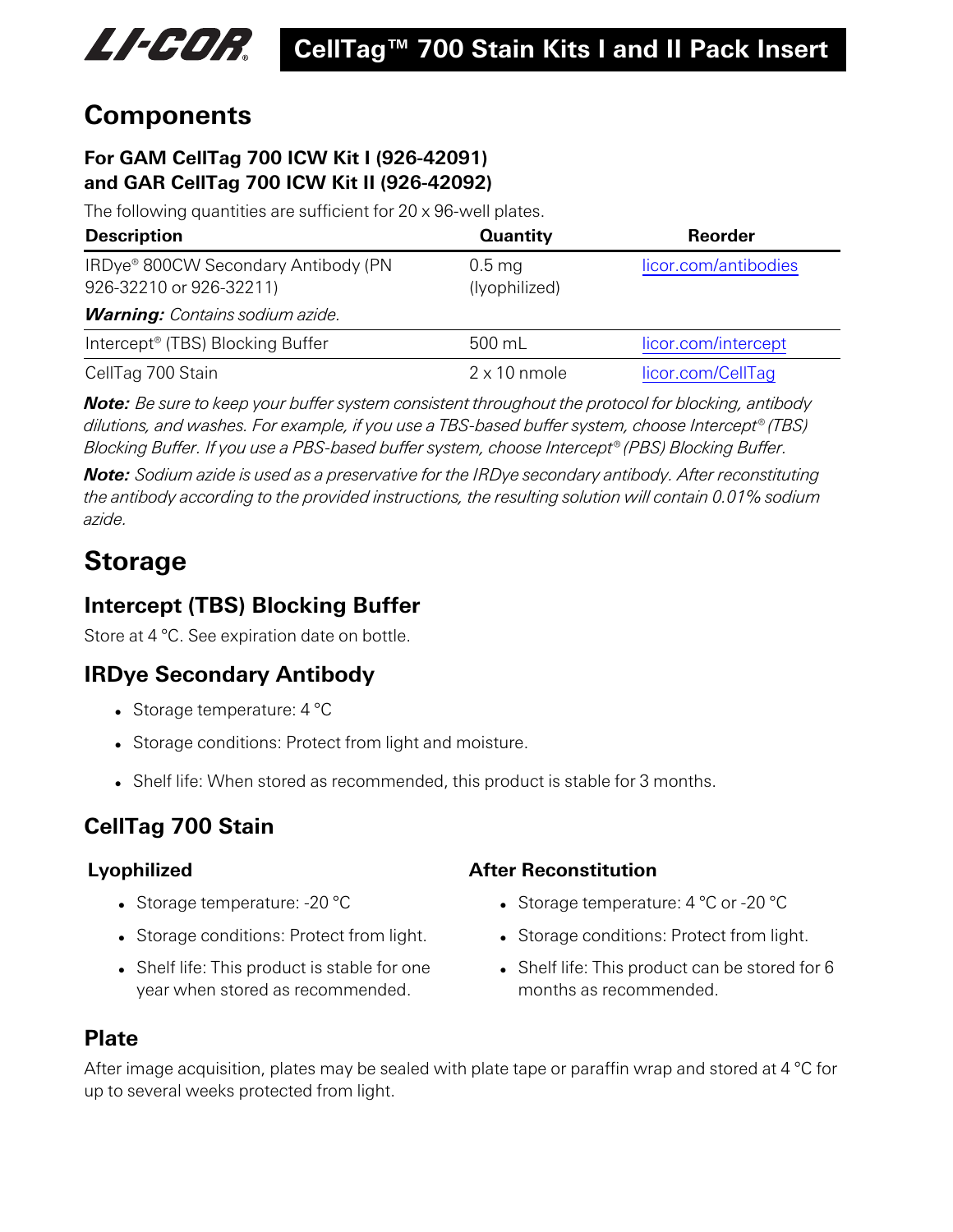# CellTag™ 700 Stain Kits I and II Pack Insert

## Components

### For GAM CellTag 700 ICW Kit I (926-42091) and GAR CellTag 700 ICW Kit II (926-42092)

The following quantities are sufficient for 20 x 96-well plates.

| Description | Quantity | Reorder |
|---|---|---|
| IRDye® 800CW Secondary Antibody (PN 926-32210 or 926-32211)<br>***Warning:*** *Contains sodium azide.* | 0.5 mg (lyophilized) | licor.com/antibodies |
| Intercept® (TBS) Blocking Buffer | 500 mL | licor.com/intercept |
| CellTag 700 Stain | 2 x 10 nmole | licor.com/CellTag |

***Note:*** *Be sure to keep your buffer system consistent throughout the protocol for blocking, antibody dilutions, and washes. For example, if you use a TBS-based buffer system, choose Intercept® (TBS) Blocking Buffer. If you use a PBS-based buffer system, choose Intercept® (PBS) Blocking Buffer.*

***Note:*** *Sodium azide is used as a preservative for the IRDye secondary antibody. After reconstituting the antibody according to the provided instructions, the resulting solution will contain 0.01% sodium azide.*

## Storage

### Intercept (TBS) Blocking Buffer

Store at 4 °C. See expiration date on bottle.

### IRDye Secondary Antibody

- Storage temperature: 4 °C
- Storage conditions: Protect from light and moisture.
- Shelf life: When stored as recommended, this product is stable for 3 months.

### CellTag 700 Stain

#### Lyophilized

- Storage temperature: -20 °C
- Storage conditions: Protect from light.
- Shelf life: This product is stable for one year when stored as recommended.

#### After Reconstitution

- Storage temperature: 4 °C or -20 °C
- Storage conditions: Protect from light.
- Shelf life: This product can be stored for 6 months as recommended.

### Plate

After image acquisition, plates may be sealed with plate tape or paraffin wrap and stored at 4 °C for up to several weeks protected from light.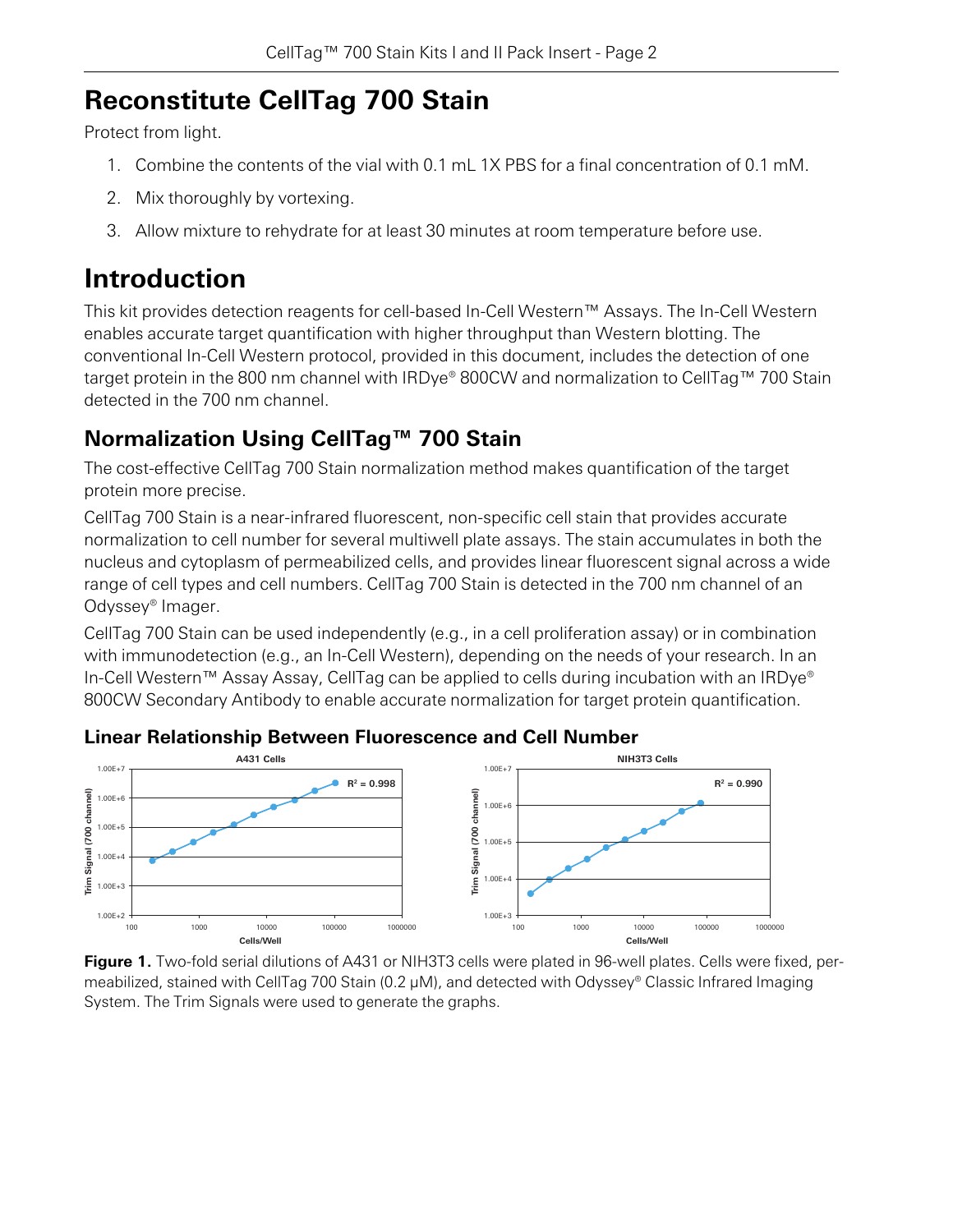# Reconstitute CellTag 700 Stain

Protect from light.

1. Combine the contents of the vial with 0.1 mL 1X PBS for a final concentration of 0.1 mM.
2. Mix thoroughly by vortexing.
3. Allow mixture to rehydrate for at least 30 minutes at room temperature before use.

# Introduction

This kit provides detection reagents for cell-based In-Cell Western™ Assays. The In-Cell Western enables accurate target quantification with higher throughput than Western blotting. The conventional In-Cell Western protocol, provided in this document, includes the detection of one target protein in the 800 nm channel with IRDye® 800CW and normalization to CellTag™ 700 Stain detected in the 700 nm channel.

## Normalization Using CellTag™ 700 Stain

The cost-effective CellTag 700 Stain normalization method makes quantification of the target protein more precise.

CellTag 700 Stain is a near-infrared fluorescent, non-specific cell stain that provides accurate normalization to cell number for several multiwell plate assays. The stain accumulates in both the nucleus and cytoplasm of permeabilized cells, and provides linear fluorescent signal across a wide range of cell types and cell numbers. CellTag 700 Stain is detected in the 700 nm channel of an Odyssey® Imager.

CellTag 700 Stain can be used independently (e.g., in a cell proliferation assay) or in combination with immunodetection (e.g., an In-Cell Western), depending on the needs of your research. In an In-Cell Western™ Assay Assay, CellTag can be applied to cells during incubation with an IRDye® 800CW Secondary Antibody to enable accurate normalization for target protein quantification.

### Linear Relationship Between Fluorescence and Cell Number

A431 Cells: $R^2 = 0.998$ — NIH3T3 Cells: $R^2 = 0.990$ (Trim Signal (700 channel) vs. Cells/Well)

**Figure 1.** Two-fold serial dilutions of A431 or NIH3T3 cells were plated in 96-well plates. Cells were fixed, permeabilized, stained with CellTag 700 Stain (0.2 µM), and detected with Odyssey® Classic Infrared Imaging System. The Trim Signals were used to generate the graphs.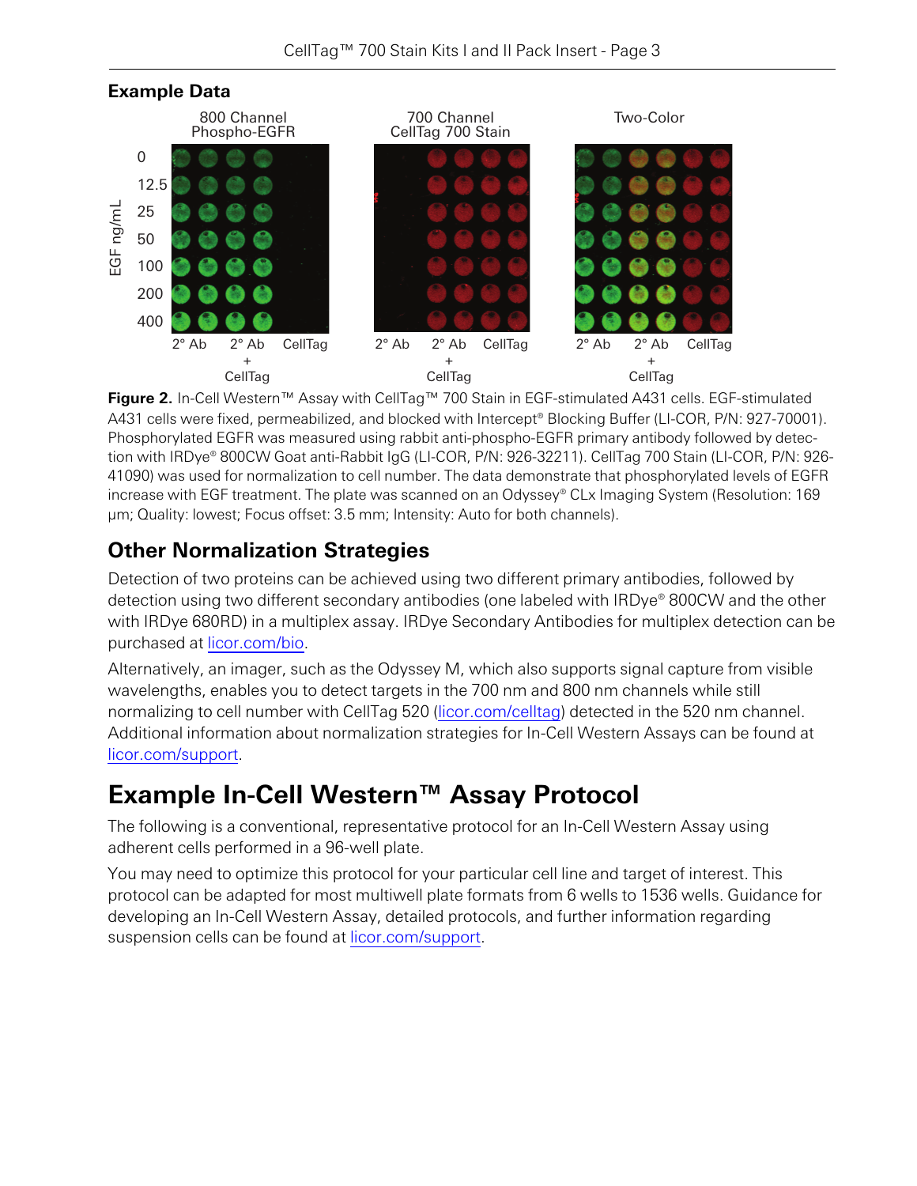## Example Data

Figure 2. In-Cell Western™ Assay with CellTag™ 700 Stain in EGF-stimulated A431 cells. EGF-stimulated A431 cells were fixed, permeabilized, and blocked with Intercept® Blocking Buffer (LI-COR, P/N: 927-70001). Phosphorylated EGFR was measured using rabbit anti-phospho-EGFR primary antibody followed by detection with IRDye® 800CW Goat anti-Rabbit IgG (LI-COR, P/N: 926-32211). CellTag 700 Stain (LI-COR, P/N: 926-41090) was used for normalization to cell number. The data demonstrate that phosphorylated levels of EGFR increase with EGF treatment. The plate was scanned on an Odyssey® CLx Imaging System (Resolution: 169 µm; Quality: lowest; Focus offset: 3.5 mm; Intensity: Auto for both channels).

## Other Normalization Strategies

Detection of two proteins can be achieved using two different primary antibodies, followed by detection using two different secondary antibodies (one labeled with IRDye® 800CW and the other with IRDye 680RD) in a multiplex assay. IRDye Secondary Antibodies for multiplex detection can be purchased at licor.com/bio.

Alternatively, an imager, such as the Odyssey M, which also supports signal capture from visible wavelengths, enables you to detect targets in the 700 nm and 800 nm channels while still normalizing to cell number with CellTag 520 (licor.com/celltag) detected in the 520 nm channel. Additional information about normalization strategies for In-Cell Western Assays can be found at licor.com/support.

# Example In-Cell Western™ Assay Protocol

The following is a conventional, representative protocol for an In-Cell Western Assay using adherent cells performed in a 96-well plate.

You may need to optimize this protocol for your particular cell line and target of interest. This protocol can be adapted for most multiwell plate formats from 6 wells to 1536 wells. Guidance for developing an In-Cell Western Assay, detailed protocols, and further information regarding suspension cells can be found at licor.com/support.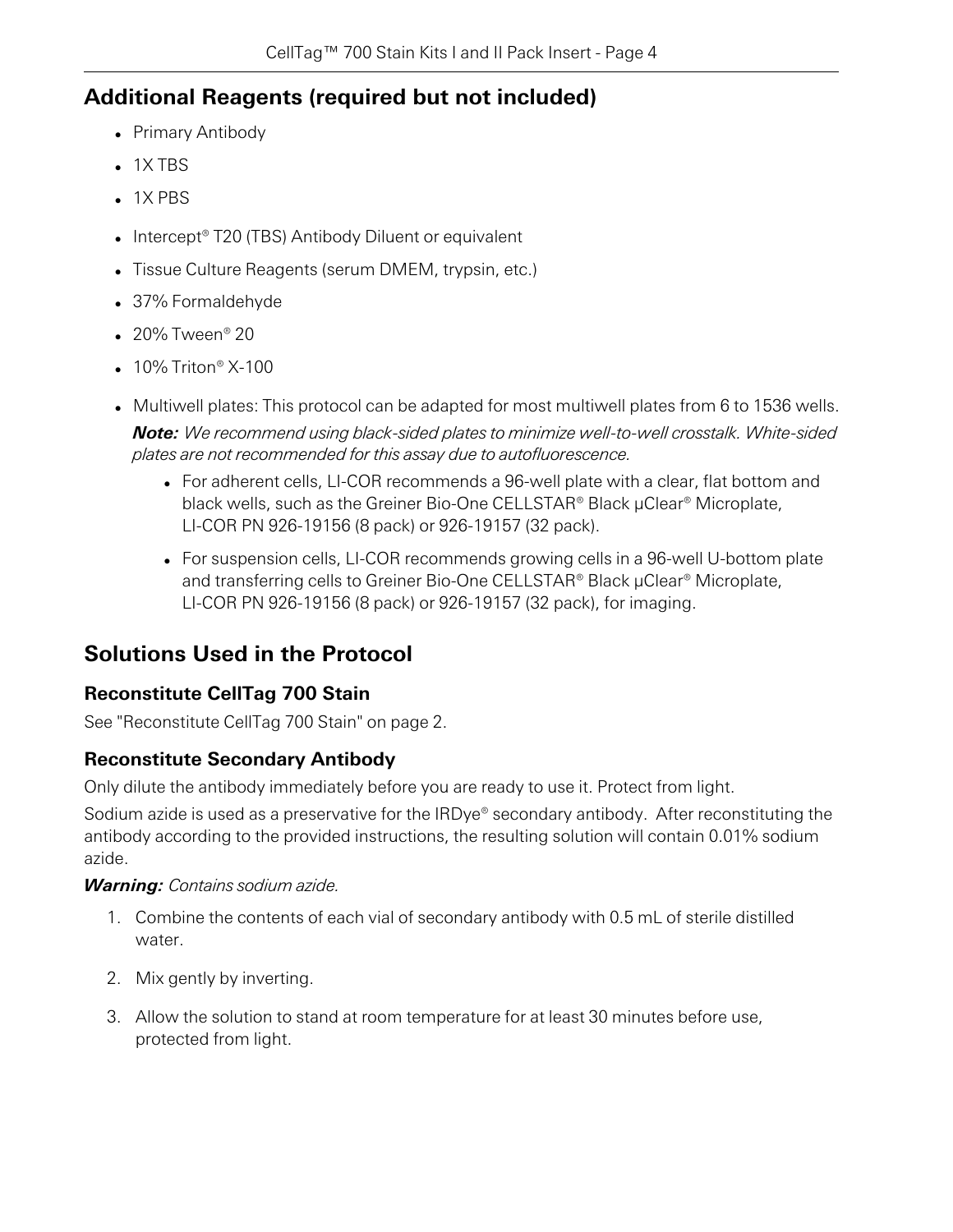## Additional Reagents (required but not included)

- Primary Antibody
- 1X TBS
- 1X PBS
- Intercept® T20 (TBS) Antibody Diluent or equivalent
- Tissue Culture Reagents (serum DMEM, trypsin, etc.)
- 37% Formaldehyde
- 20% Tween® 20
- 10% Triton® X-100
- Multiwell plates: This protocol can be adapted for most multiwell plates from 6 to 1536 wells.

  ***Note:*** *We recommend using black-sided plates to minimize well-to-well crosstalk. White-sided plates are not recommended for this assay due to autofluorescence.*

  - For adherent cells, LI-COR recommends a 96-well plate with a clear, flat bottom and black wells, such as the Greiner Bio-One CELLSTAR® Black µClear® Microplate, LI-COR PN 926-19156 (8 pack) or 926-19157 (32 pack).
  - For suspension cells, LI-COR recommends growing cells in a 96-well U-bottom plate and transferring cells to Greiner Bio-One CELLSTAR® Black µClear® Microplate, LI-COR PN 926-19156 (8 pack) or 926-19157 (32 pack), for imaging.

## Solutions Used in the Protocol

### Reconstitute CellTag 700 Stain

See "Reconstitute CellTag 700 Stain" on page 2.

### Reconstitute Secondary Antibody

Only dilute the antibody immediately before you are ready to use it. Protect from light.

Sodium azide is used as a preservative for the IRDye® secondary antibody. After reconstituting the antibody according to the provided instructions, the resulting solution will contain 0.01% sodium azide.

***Warning:*** *Contains sodium azide.*

1. Combine the contents of each vial of secondary antibody with 0.5 mL of sterile distilled water.
2. Mix gently by inverting.
3. Allow the solution to stand at room temperature for at least 30 minutes before use, protected from light.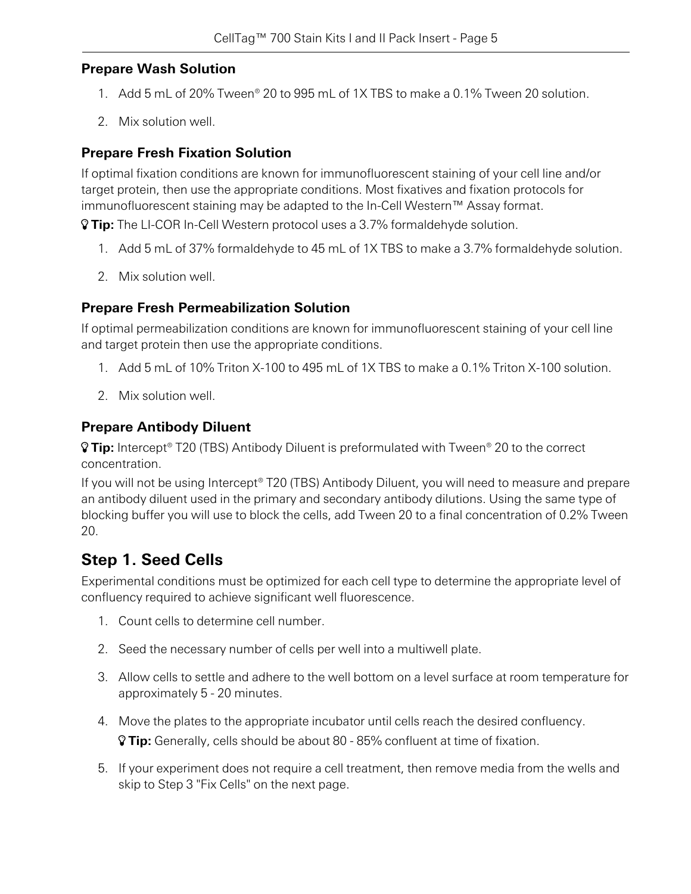### Prepare Wash Solution

1. Add 5 mL of 20% Tween® 20 to 995 mL of 1X TBS to make a 0.1% Tween 20 solution.
2. Mix solution well.

### Prepare Fresh Fixation Solution

If optimal fixation conditions are known for immunofluorescent staining of your cell line and/or target protein, then use the appropriate conditions. Most fixatives and fixation protocols for immunofluorescent staining may be adapted to the In-Cell Western™ Assay format.

**Tip:** The LI-COR In-Cell Western protocol uses a 3.7% formaldehyde solution.

1. Add 5 mL of 37% formaldehyde to 45 mL of 1X TBS to make a 3.7% formaldehyde solution.
2. Mix solution well.

### Prepare Fresh Permeabilization Solution

If optimal permeabilization conditions are known for immunofluorescent staining of your cell line and target protein then use the appropriate conditions.

1. Add 5 mL of 10% Triton X-100 to 495 mL of 1X TBS to make a 0.1% Triton X-100 solution.
2. Mix solution well.

### Prepare Antibody Diluent

**Tip:** Intercept® T20 (TBS) Antibody Diluent is preformulated with Tween® 20 to the correct concentration.

If you will not be using Intercept® T20 (TBS) Antibody Diluent, you will need to measure and prepare an antibody diluent used in the primary and secondary antibody dilutions. Using the same type of blocking buffer you will use to block the cells, add Tween 20 to a final concentration of 0.2% Tween 20.

## Step 1. Seed Cells

Experimental conditions must be optimized for each cell type to determine the appropriate level of confluency required to achieve significant well fluorescence.

1. Count cells to determine cell number.
2. Seed the necessary number of cells per well into a multiwell plate.
3. Allow cells to settle and adhere to the well bottom on a level surface at room temperature for approximately 5 - 20 minutes.
4. Move the plates to the appropriate incubator until cells reach the desired confluency.

   **Tip:** Generally, cells should be about 80 - 85% confluent at time of fixation.
5. If your experiment does not require a cell treatment, then remove media from the wells and skip to Step 3 "Fix Cells" on the next page.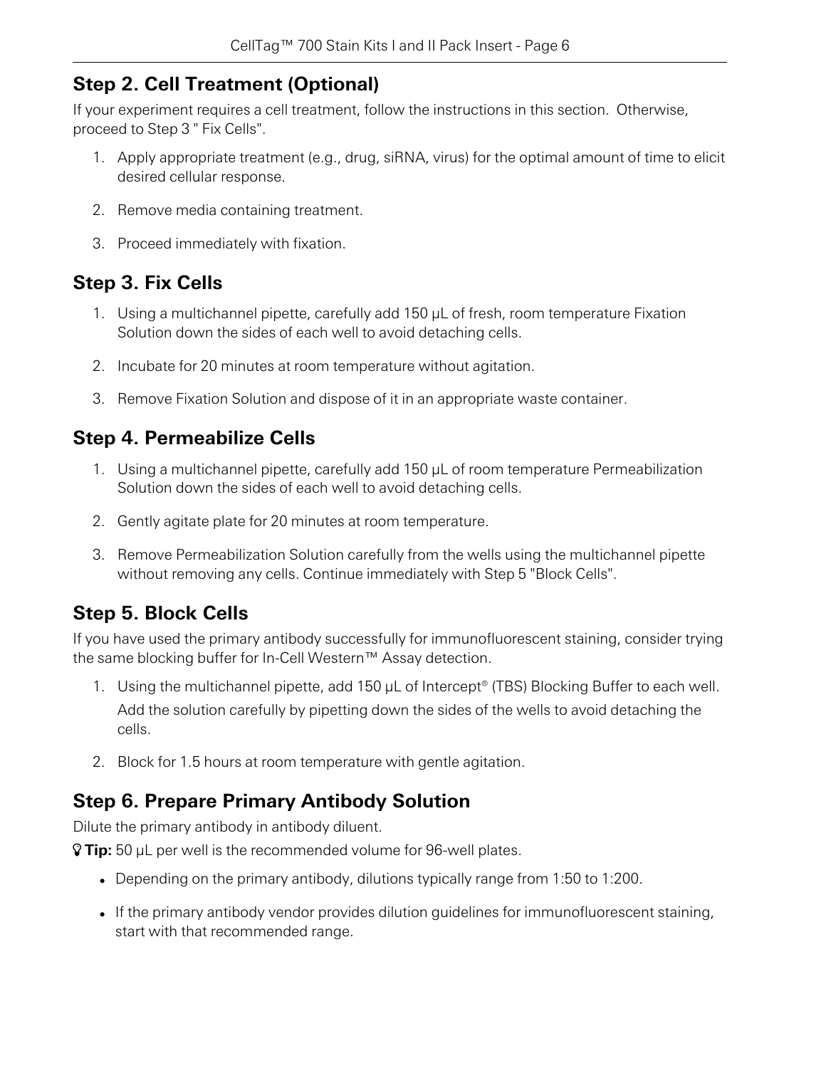## Step 2. Cell Treatment (Optional)

If your experiment requires a cell treatment, follow the instructions in this section. Otherwise, proceed to Step 3 " Fix Cells".

1. Apply appropriate treatment (e.g., drug, siRNA, virus) for the optimal amount of time to elicit desired cellular response.
2. Remove media containing treatment.
3. Proceed immediately with fixation.

## Step 3. Fix Cells

1. Using a multichannel pipette, carefully add 150 µL of fresh, room temperature Fixation Solution down the sides of each well to avoid detaching cells.
2. Incubate for 20 minutes at room temperature without agitation.
3. Remove Fixation Solution and dispose of it in an appropriate waste container.

## Step 4. Permeabilize Cells

1. Using a multichannel pipette, carefully add 150 µL of room temperature Permeabilization Solution down the sides of each well to avoid detaching cells.
2. Gently agitate plate for 20 minutes at room temperature.
3. Remove Permeabilization Solution carefully from the wells using the multichannel pipette without removing any cells. Continue immediately with Step 5 "Block Cells".

## Step 5. Block Cells

If you have used the primary antibody successfully for immunofluorescent staining, consider trying the same blocking buffer for In-Cell Western™ Assay detection.

1. Using the multichannel pipette, add 150 µL of Intercept® (TBS) Blocking Buffer to each well.

   Add the solution carefully by pipetting down the sides of the wells to avoid detaching the cells.
2. Block for 1.5 hours at room temperature with gentle agitation.

## Step 6. Prepare Primary Antibody Solution

Dilute the primary antibody in antibody diluent.

**Tip:** 50 µL per well is the recommended volume for 96-well plates.

- Depending on the primary antibody, dilutions typically range from 1:50 to 1:200.
- If the primary antibody vendor provides dilution guidelines for immunofluorescent staining, start with that recommended range.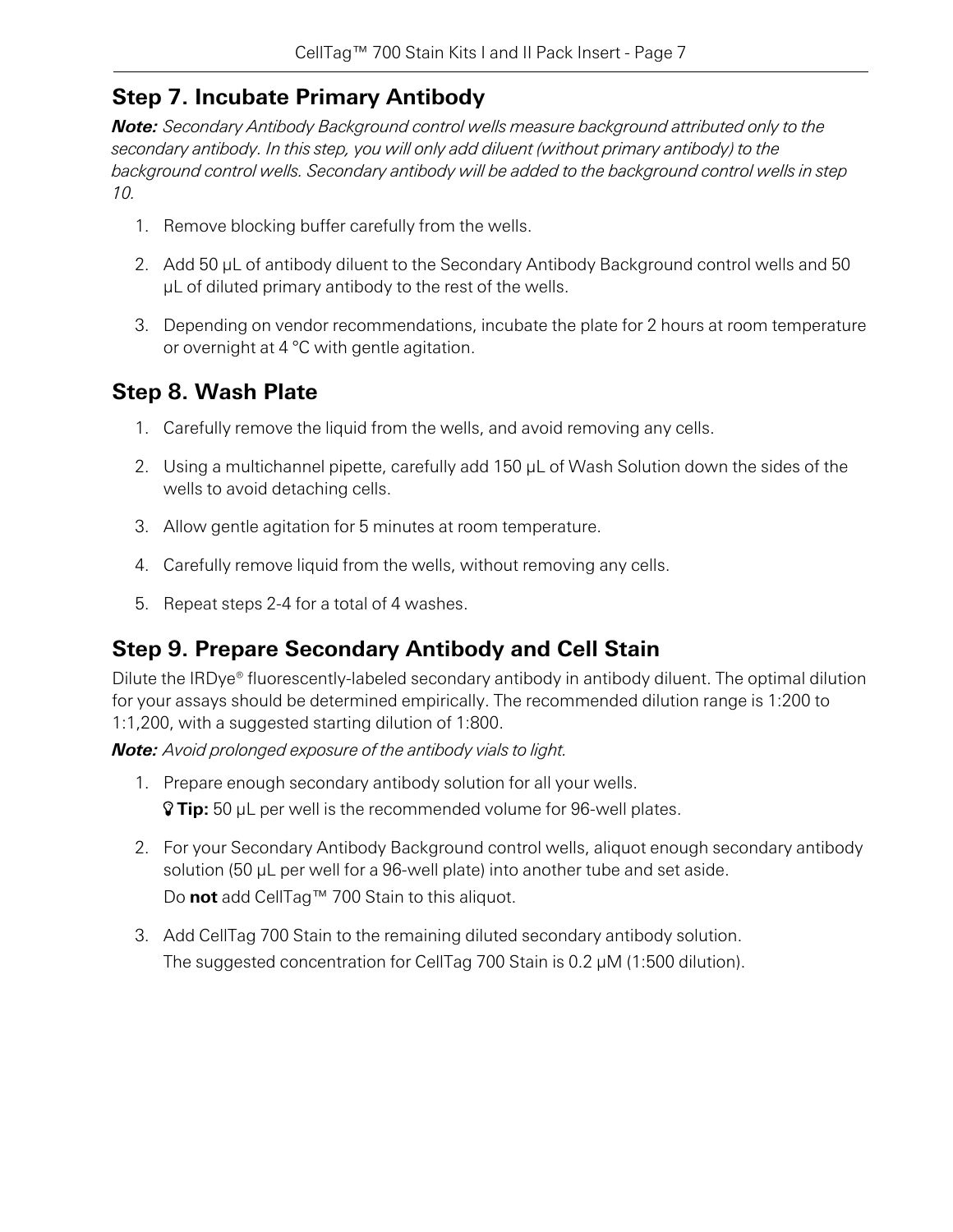## Step 7. Incubate Primary Antibody

***Note:*** *Secondary Antibody Background control wells measure background attributed only to the secondary antibody. In this step, you will only add diluent (without primary antibody) to the background control wells. Secondary antibody will be added to the background control wells in step 10.*

1. Remove blocking buffer carefully from the wells.
2. Add 50 µL of antibody diluent to the Secondary Antibody Background control wells and 50 µL of diluted primary antibody to the rest of the wells.
3. Depending on vendor recommendations, incubate the plate for 2 hours at room temperature or overnight at 4 °C with gentle agitation.

## Step 8. Wash Plate

1. Carefully remove the liquid from the wells, and avoid removing any cells.
2. Using a multichannel pipette, carefully add 150 µL of Wash Solution down the sides of the wells to avoid detaching cells.
3. Allow gentle agitation for 5 minutes at room temperature.
4. Carefully remove liquid from the wells, without removing any cells.
5. Repeat steps 2-4 for a total of 4 washes.

## Step 9. Prepare Secondary Antibody and Cell Stain

Dilute the IRDye® fluorescently-labeled secondary antibody in antibody diluent. The optimal dilution for your assays should be determined empirically. The recommended dilution range is 1:200 to 1:1,200, with a suggested starting dilution of 1:800.

***Note:*** *Avoid prolonged exposure of the antibody vials to light.*

1. Prepare enough secondary antibody solution for all your wells.

   **Tip:** 50 µL per well is the recommended volume for 96-well plates.

2. For your Secondary Antibody Background control wells, aliquot enough secondary antibody solution (50 µL per well for a 96-well plate) into another tube and set aside.

   Do **not** add CellTag™ 700 Stain to this aliquot.

3. Add CellTag 700 Stain to the remaining diluted secondary antibody solution.

   The suggested concentration for CellTag 700 Stain is 0.2 µM (1:500 dilution).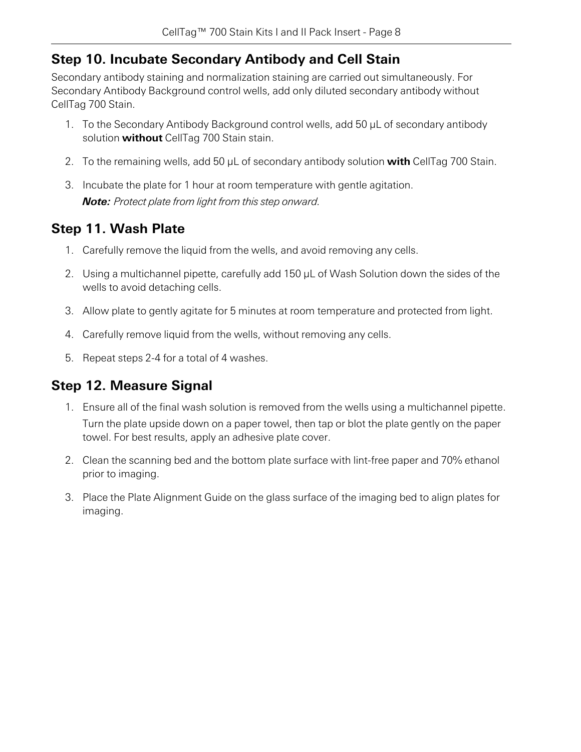## Step 10. Incubate Secondary Antibody and Cell Stain

Secondary antibody staining and normalization staining are carried out simultaneously. For Secondary Antibody Background control wells, add only diluted secondary antibody without CellTag 700 Stain.

1. To the Secondary Antibody Background control wells, add 50 µL of secondary antibody solution **without** CellTag 700 Stain stain.
2. To the remaining wells, add 50 µL of secondary antibody solution **with** CellTag 700 Stain.
3. Incubate the plate for 1 hour at room temperature with gentle agitation.

   ***Note:*** *Protect plate from light from this step onward.*

## Step 11. Wash Plate

1. Carefully remove the liquid from the wells, and avoid removing any cells.
2. Using a multichannel pipette, carefully add 150 µL of Wash Solution down the sides of the wells to avoid detaching cells.
3. Allow plate to gently agitate for 5 minutes at room temperature and protected from light.
4. Carefully remove liquid from the wells, without removing any cells.
5. Repeat steps 2-4 for a total of 4 washes.

## Step 12. Measure Signal

1. Ensure all of the final wash solution is removed from the wells using a multichannel pipette.

   Turn the plate upside down on a paper towel, then tap or blot the plate gently on the paper towel. For best results, apply an adhesive plate cover.
2. Clean the scanning bed and the bottom plate surface with lint-free paper and 70% ethanol prior to imaging.
3. Place the Plate Alignment Guide on the glass surface of the imaging bed to align plates for imaging.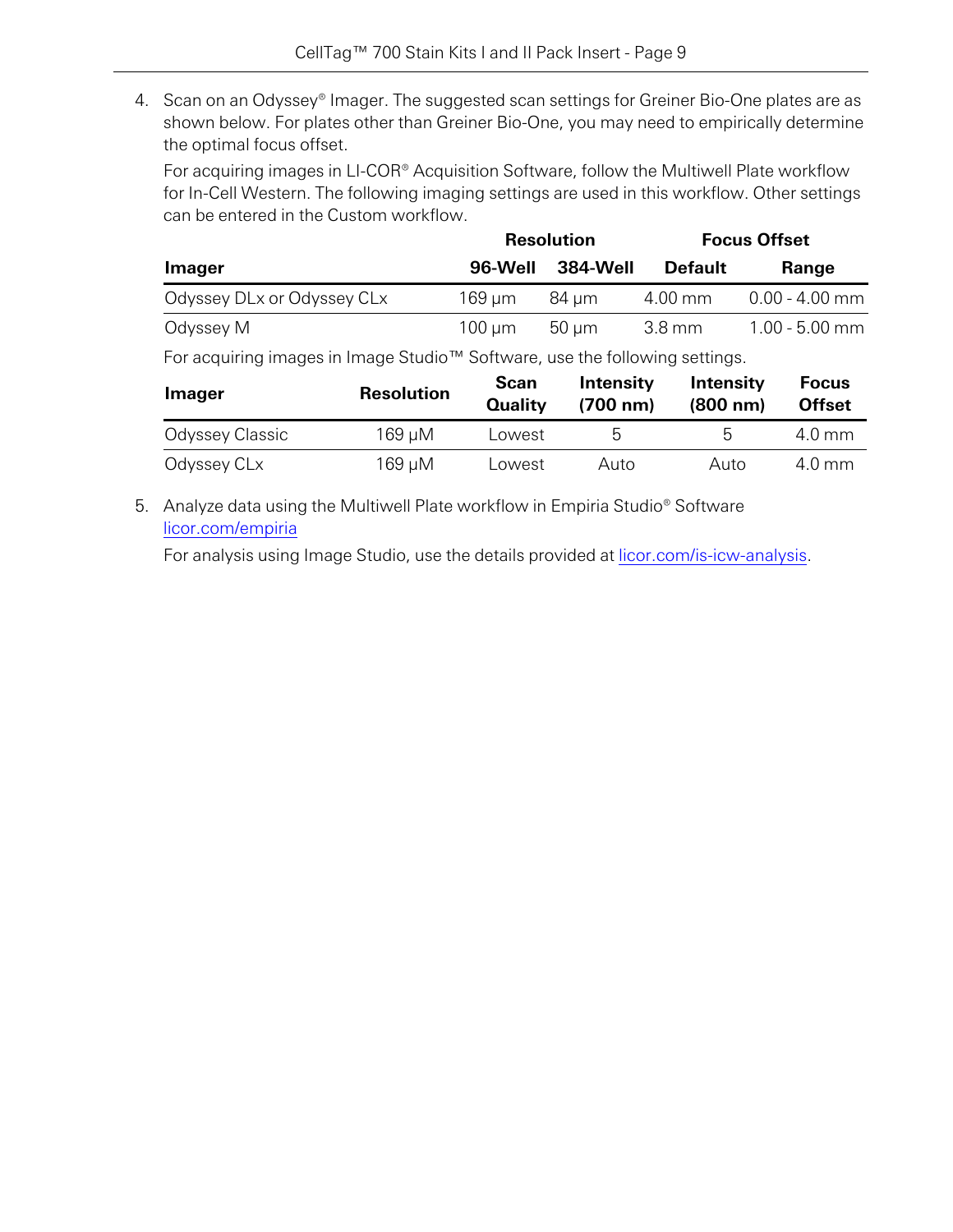4. Scan on an Odyssey® Imager. The suggested scan settings for Greiner Bio-One plates are as shown below. For plates other than Greiner Bio-One, you may need to empirically determine the optimal focus offset.

   For acquiring images in LI-COR® Acquisition Software, follow the Multiwell Plate workflow for In-Cell Western. The following imaging settings are used in this workflow. Other settings can be entered in the Custom workflow.

   | | Resolution | | Focus Offset | |
   |---|---|---|---|---|
   | **Imager** | **96-Well** | **384-Well** | **Default** | **Range** |
   | Odyssey DLx or Odyssey CLx | 169 µm | 84 µm | 4.00 mm | 0.00 - 4.00 mm |
   | Odyssey M | 100 µm | 50 µm | 3.8 mm | 1.00 - 5.00 mm |

   For acquiring images in Image Studio™ Software, use the following settings.

   | Imager | Resolution | Scan Quality | Intensity (700 nm) | Intensity (800 nm) | Focus Offset |
   |---|---|---|---|---|---|
   | Odyssey Classic | 169 µM | Lowest | 5 | 5 | 4.0 mm |
   | Odyssey CLx | 169 µM | Lowest | Auto | Auto | 4.0 mm |

5. Analyze data using the Multiwell Plate workflow in Empiria Studio® Software licor.com/empiria

   For analysis using Image Studio, use the details provided at licor.com/is-icw-analysis.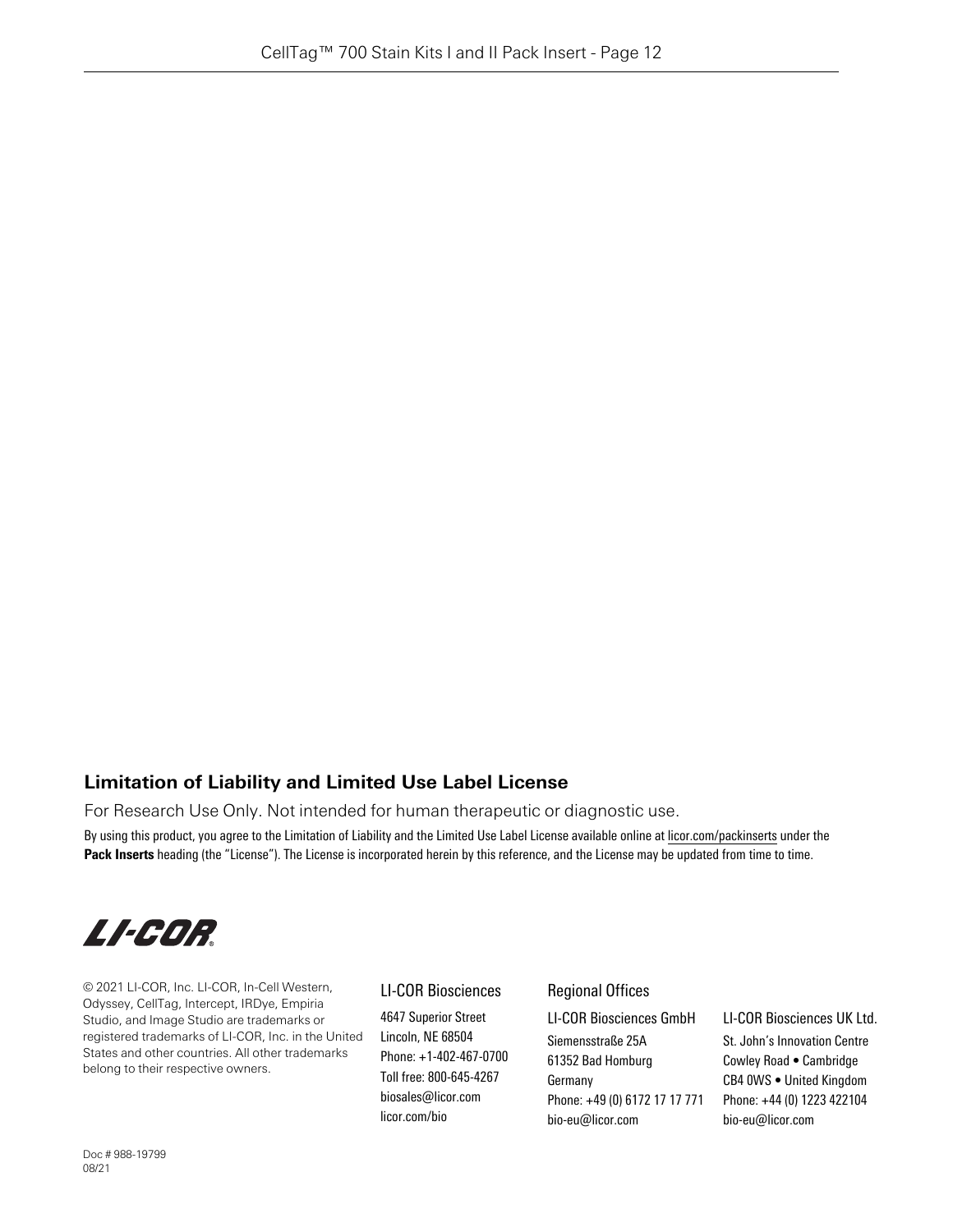## Limitation of Liability and Limited Use Label License

For Research Use Only. Not intended for human therapeutic or diagnostic use.

By using this product, you agree to the Limitation of Liability and the Limited Use Label License available online at licor.com/packinserts under the **Pack Inserts** heading (the "License"). The License is incorporated herein by this reference, and the License may be updated from time to time.

LI-COR®

© 2021 LI-COR, Inc. LI-COR, In-Cell Western, Odyssey, CellTag, Intercept, IRDye, Empiria Studio, and Image Studio are trademarks or registered trademarks of LI-COR, Inc. in the United States and other countries. All other trademarks belong to their respective owners.

LI-COR Biosciences

4647 Superior Street
Lincoln, NE 68504
Phone: +1-402-467-0700
Toll free: 800-645-4267
biosales@licor.com
licor.com/bio

Regional Offices

LI-COR Biosciences GmbH

Siemensstraße 25A
61352 Bad Homburg
Germany
Phone: +49 (0) 6172 17 17 771
bio-eu@licor.com

LI-COR Biosciences UK Ltd.

St. John's Innovation Centre
Cowley Road • Cambridge
CB4 0WS • United Kingdom
Phone: +44 (0) 1223 422104
bio-eu@licor.com

Doc # 988-19799
08/21